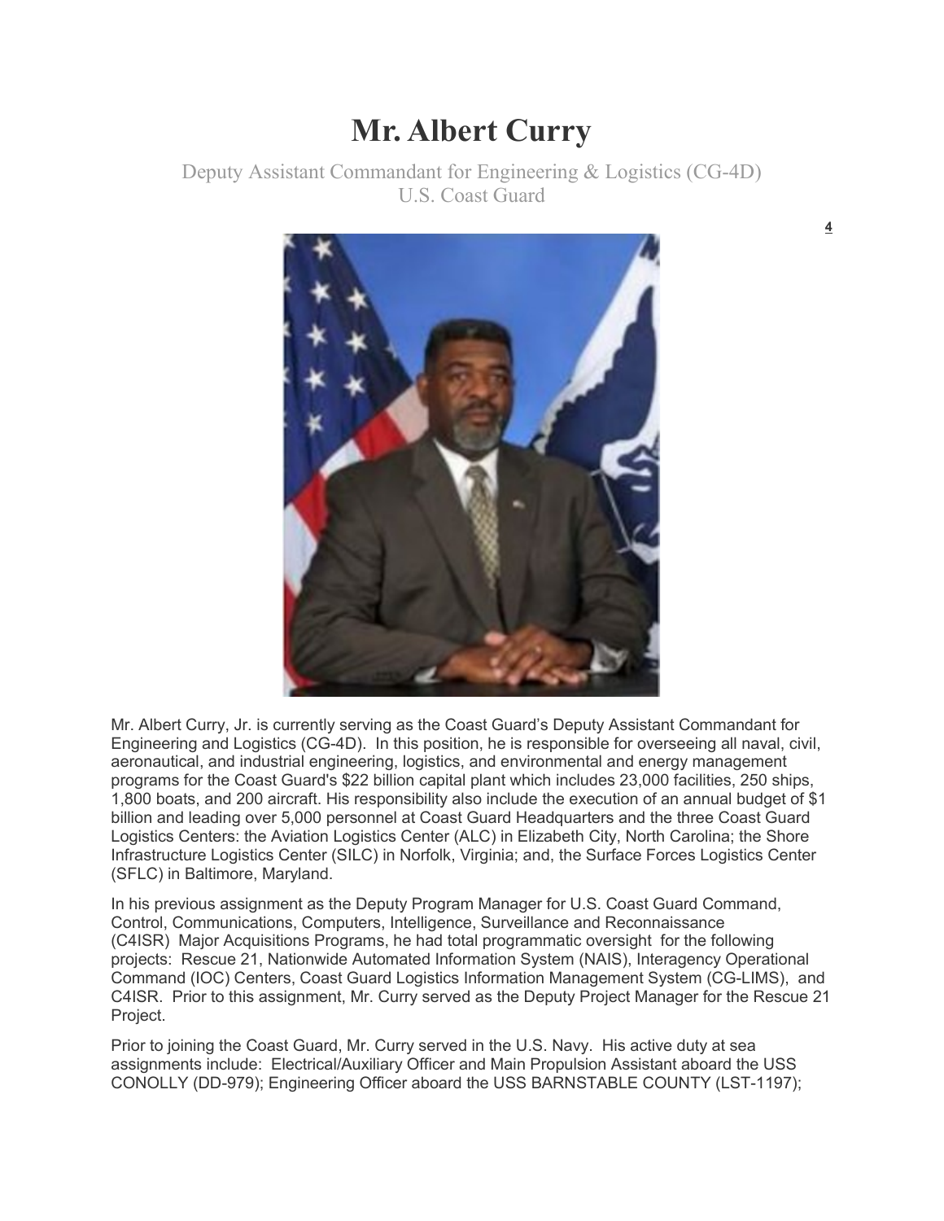# Mr. Albert Curry

Deputy Assistant Commandant for Engineering & Logistics (CG-4D)
U.S. Coast Guard

Mr. Albert Curry, Jr. is currently serving as the Coast Guard's Deputy Assistant Commandant for Engineering and Logistics (CG-4D). In this position, he is responsible for overseeing all naval, civil, aeronautical, and industrial engineering, logistics, and environmental and energy management programs for the Coast Guard's $22 billion capital plant which includes 23,000 facilities, 250 ships, 1,800 boats, and 200 aircraft. His responsibility also include the execution of an annual budget of $1 billion and leading over 5,000 personnel at Coast Guard Headquarters and the three Coast Guard Logistics Centers: the Aviation Logistics Center (ALC) in Elizabeth City, North Carolina; the Shore Infrastructure Logistics Center (SILC) in Norfolk, Virginia; and, the Surface Forces Logistics Center (SFLC) in Baltimore, Maryland.

In his previous assignment as the Deputy Program Manager for U.S. Coast Guard Command, Control, Communications, Computers, Intelligence, Surveillance and Reconnaissance (C4ISR) Major Acquisitions Programs, he had total programmatic oversight for the following projects: Rescue 21, Nationwide Automated Information System (NAIS), Interagency Operational Command (IOC) Centers, Coast Guard Logistics Information Management System (CG-LIMS), and C4ISR. Prior to this assignment, Mr. Curry served as the Deputy Project Manager for the Rescue 21 Project.

Prior to joining the Coast Guard, Mr. Curry served in the U.S. Navy. His active duty at sea assignments include: Electrical/Auxiliary Officer and Main Propulsion Assistant aboard the USS CONOLLY (DD-979); Engineering Officer aboard the USS BARNSTABLE COUNTY (LST-1197);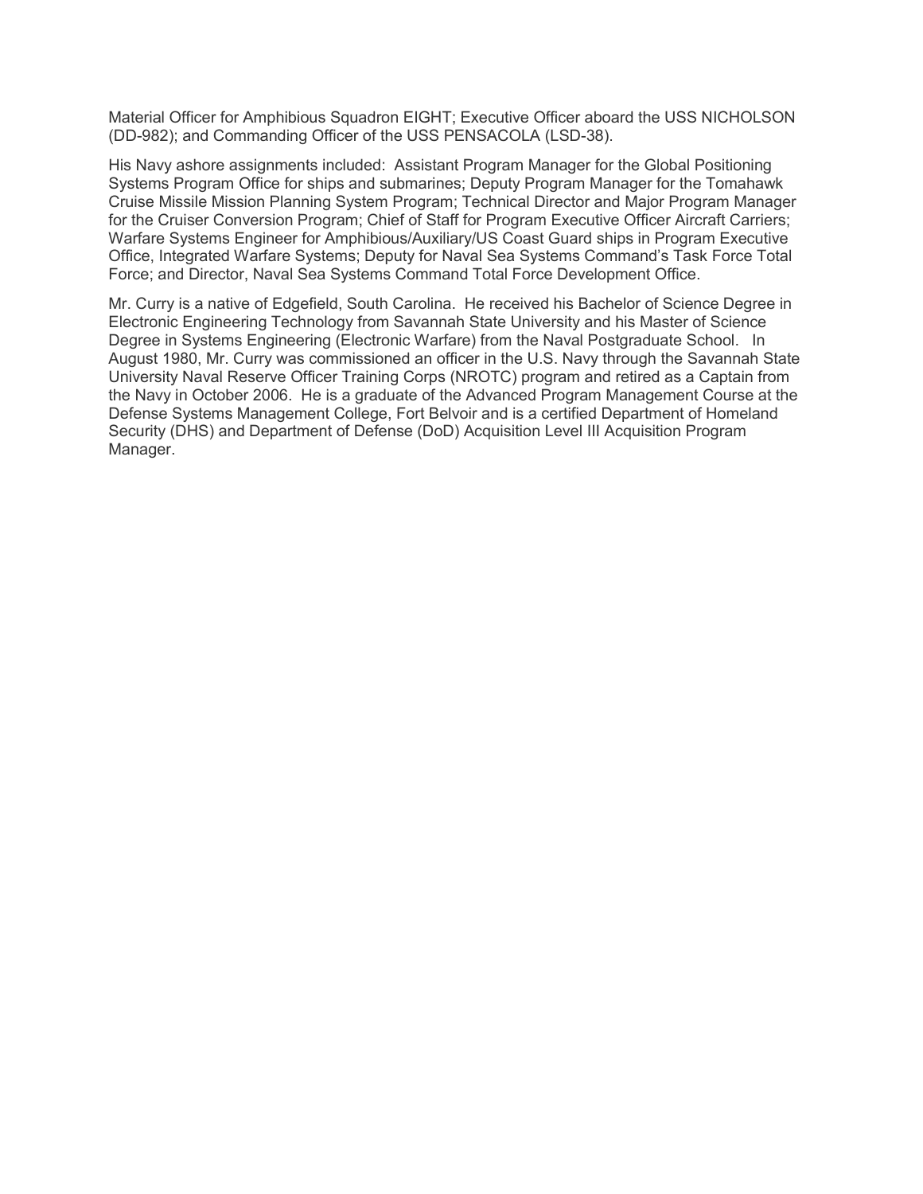Material Officer for Amphibious Squadron EIGHT; Executive Officer aboard the USS NICHOLSON (DD-982); and Commanding Officer of the USS PENSACOLA (LSD-38).

His Navy ashore assignments included: Assistant Program Manager for the Global Positioning Systems Program Office for ships and submarines; Deputy Program Manager for the Tomahawk Cruise Missile Mission Planning System Program; Technical Director and Major Program Manager for the Cruiser Conversion Program; Chief of Staff for Program Executive Officer Aircraft Carriers; Warfare Systems Engineer for Amphibious/Auxiliary/US Coast Guard ships in Program Executive Office, Integrated Warfare Systems; Deputy for Naval Sea Systems Command's Task Force Total Force; and Director, Naval Sea Systems Command Total Force Development Office.

Mr. Curry is a native of Edgefield, South Carolina. He received his Bachelor of Science Degree in Electronic Engineering Technology from Savannah State University and his Master of Science Degree in Systems Engineering (Electronic Warfare) from the Naval Postgraduate School. In August 1980, Mr. Curry was commissioned an officer in the U.S. Navy through the Savannah State University Naval Reserve Officer Training Corps (NROTC) program and retired as a Captain from the Navy in October 2006. He is a graduate of the Advanced Program Management Course at the Defense Systems Management College, Fort Belvoir and is a certified Department of Homeland Security (DHS) and Department of Defense (DoD) Acquisition Level III Acquisition Program Manager.